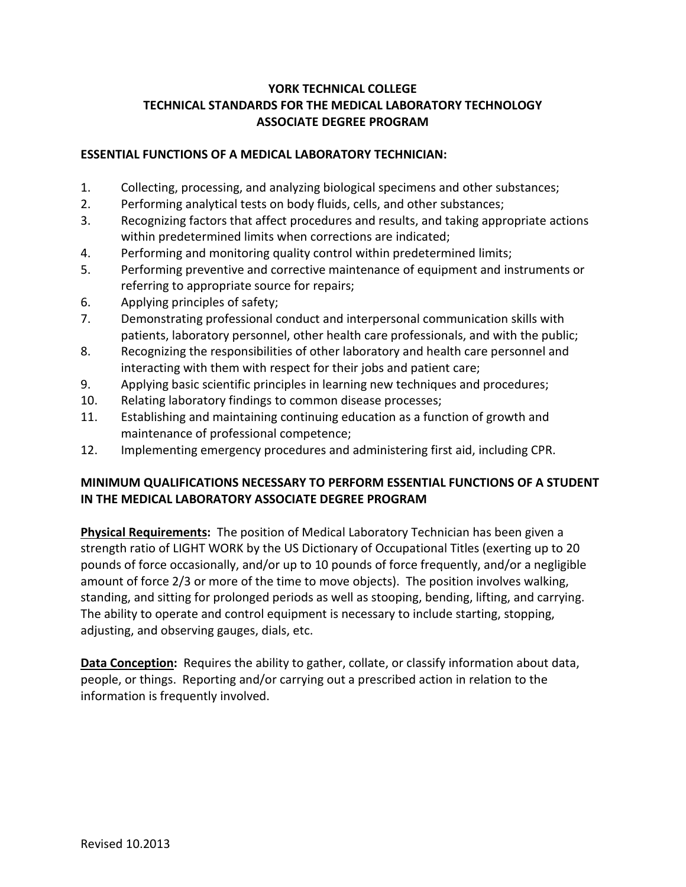# YORK TECHNICAL COLLEGE
# TECHNICAL STANDARDS FOR THE MEDICAL LABORATORY TECHNOLOGY ASSOCIATE DEGREE PROGRAM

## ESSENTIAL FUNCTIONS OF A MEDICAL LABORATORY TECHNICIAN:

1. Collecting, processing, and analyzing biological specimens and other substances;
2. Performing analytical tests on body fluids, cells, and other substances;
3. Recognizing factors that affect procedures and results, and taking appropriate actions within predetermined limits when corrections are indicated;
4. Performing and monitoring quality control within predetermined limits;
5. Performing preventive and corrective maintenance of equipment and instruments or referring to appropriate source for repairs;
6. Applying principles of safety;
7. Demonstrating professional conduct and interpersonal communication skills with patients, laboratory personnel, other health care professionals, and with the public;
8. Recognizing the responsibilities of other laboratory and health care personnel and interacting with them with respect for their jobs and patient care;
9. Applying basic scientific principles in learning new techniques and procedures;
10. Relating laboratory findings to common disease processes;
11. Establishing and maintaining continuing education as a function of growth and maintenance of professional competence;
12. Implementing emergency procedures and administering first aid, including CPR.

## MINIMUM QUALIFICATIONS NECESSARY TO PERFORM ESSENTIAL FUNCTIONS OF A STUDENT IN THE MEDICAL LABORATORY ASSOCIATE DEGREE PROGRAM

**Physical Requirements:** The position of Medical Laboratory Technician has been given a strength ratio of LIGHT WORK by the US Dictionary of Occupational Titles (exerting up to 20 pounds of force occasionally, and/or up to 10 pounds of force frequently, and/or a negligible amount of force 2/3 or more of the time to move objects). The position involves walking, standing, and sitting for prolonged periods as well as stooping, bending, lifting, and carrying. The ability to operate and control equipment is necessary to include starting, stopping, adjusting, and observing gauges, dials, etc.

**Data Conception:** Requires the ability to gather, collate, or classify information about data, people, or things. Reporting and/or carrying out a prescribed action in relation to the information is frequently involved.

Revised 10.2013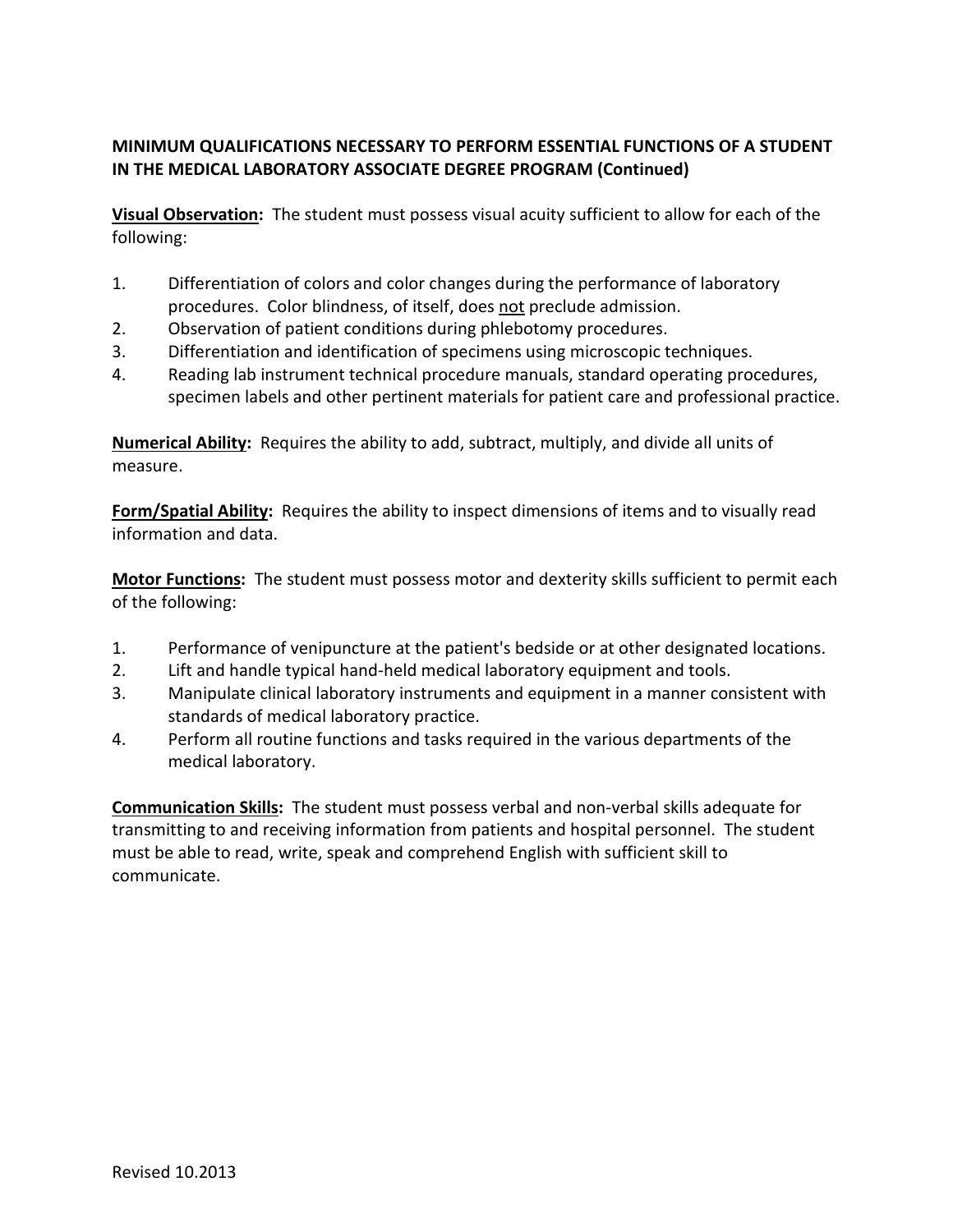**MINIMUM QUALIFICATIONS NECESSARY TO PERFORM ESSENTIAL FUNCTIONS OF A STUDENT IN THE MEDICAL LABORATORY ASSOCIATE DEGREE PROGRAM (Continued)**

**Visual Observation:** The student must possess visual acuity sufficient to allow for each of the following:

1. Differentiation of colors and color changes during the performance of laboratory procedures. Color blindness, of itself, does not preclude admission.
2. Observation of patient conditions during phlebotomy procedures.
3. Differentiation and identification of specimens using microscopic techniques.
4. Reading lab instrument technical procedure manuals, standard operating procedures, specimen labels and other pertinent materials for patient care and professional practice.

**Numerical Ability:** Requires the ability to add, subtract, multiply, and divide all units of measure.

**Form/Spatial Ability:** Requires the ability to inspect dimensions of items and to visually read information and data.

**Motor Functions:** The student must possess motor and dexterity skills sufficient to permit each of the following:

1. Performance of venipuncture at the patient's bedside or at other designated locations.
2. Lift and handle typical hand-held medical laboratory equipment and tools.
3. Manipulate clinical laboratory instruments and equipment in a manner consistent with standards of medical laboratory practice.
4. Perform all routine functions and tasks required in the various departments of the medical laboratory.

**Communication Skills:** The student must possess verbal and non-verbal skills adequate for transmitting to and receiving information from patients and hospital personnel. The student must be able to read, write, speak and comprehend English with sufficient skill to communicate.

Revised 10.2013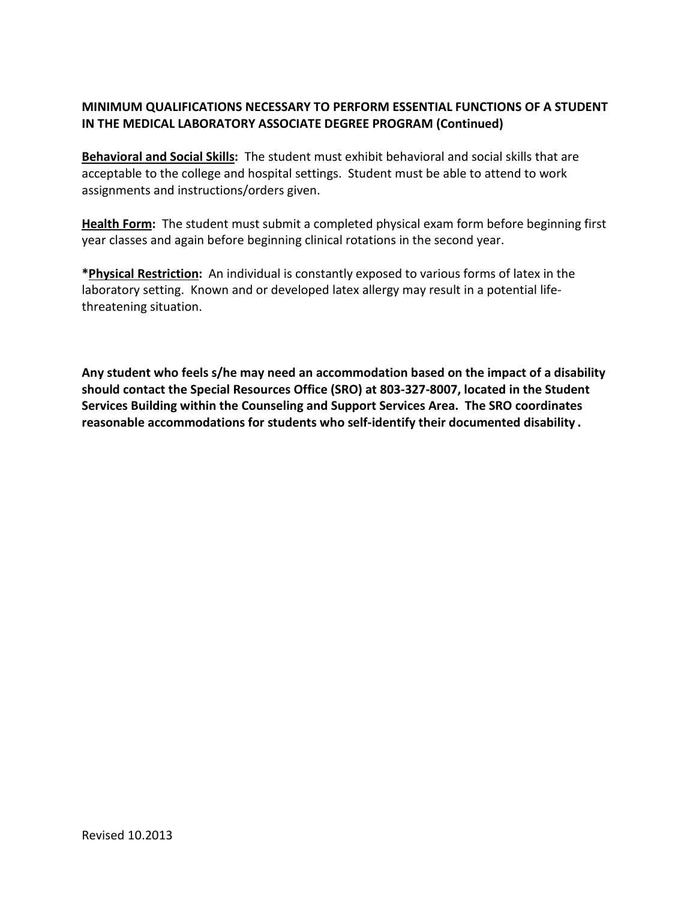**MINIMUM QUALIFICATIONS NECESSARY TO PERFORM ESSENTIAL FUNCTIONS OF A STUDENT IN THE MEDICAL LABORATORY ASSOCIATE DEGREE PROGRAM (Continued)**

**<u>Behavioral and Social Skills</u>:** The student must exhibit behavioral and social skills that are acceptable to the college and hospital settings. Student must be able to attend to work assignments and instructions/orders given.

**<u>Health Form</u>:** The student must submit a completed physical exam form before beginning first year classes and again before beginning clinical rotations in the second year.

**\*<u>Physical Restriction</u>:** An individual is constantly exposed to various forms of latex in the laboratory setting. Known and or developed latex allergy may result in a potential life-threatening situation.

**Any student who feels s/he may need an accommodation based on the impact of a disability should contact the Special Resources Office (SRO) at 803-327-8007, located in the Student Services Building within the Counseling and Support Services Area. The SRO coordinates reasonable accommodations for students who self-identify their documented disability.**

Revised 10.2013